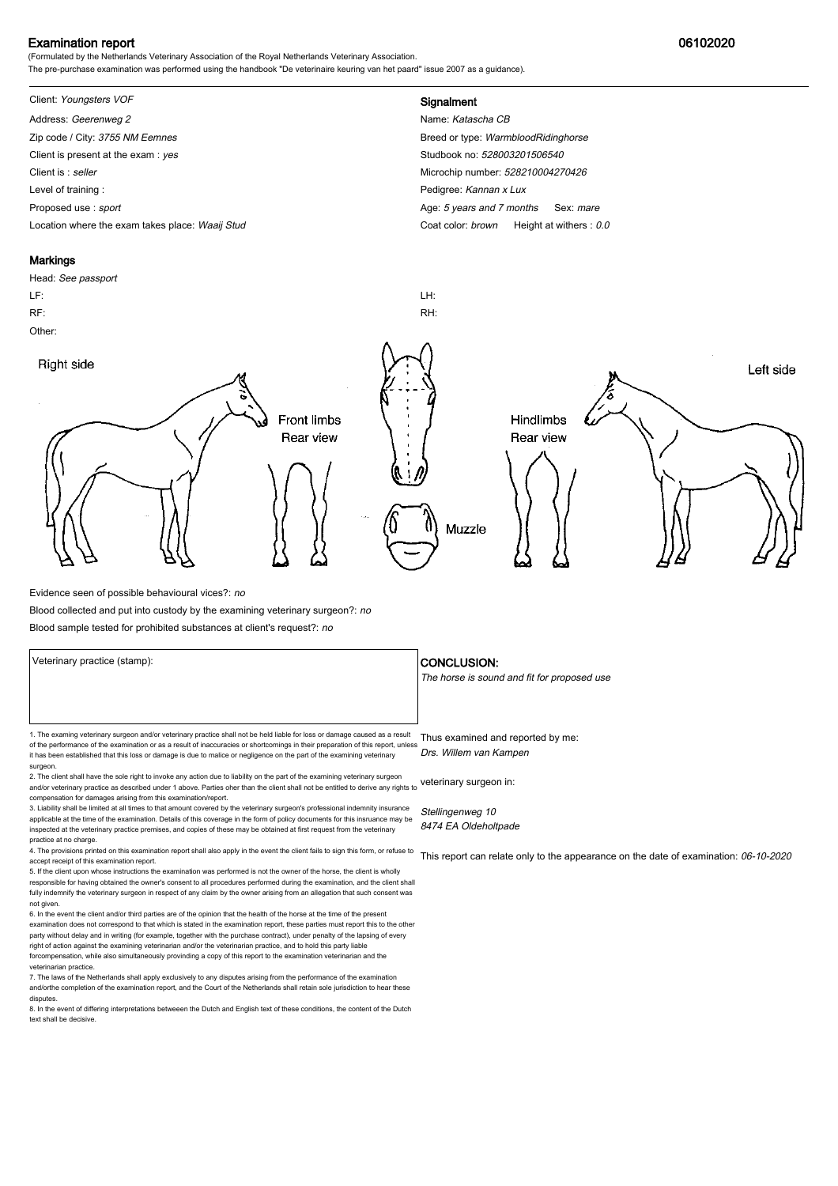# Examination report

06102020

(Formulated by the Netherlands Veterinary Association of the Royal Netherlands Veterinary Association.
The pre-purchase examination was performed using the handbook "De veterinaire keuring van het paard" issue 2007 as a guidance).

Client: *Youngsters VOF*

Address: *Geerenweg 2*

Zip code / City: *3755 NM Eemnes*

Client is present at the exam : *yes*

Client is : *seller*

Level of training :

Proposed use : *sport*

Location where the exam takes place: *Waaij Stud*

## Signalment

Name: *Katascha CB*

Breed or type: *WarmbloodRidinghorse*

Studbook no: *528003201506540*

Microchip number: *528210004270426*

Pedigree: *Kannan x Lux*

Age: *5 years and 7 months* Sex: *mare*

Coat color: *brown* Height at withers : *0.0*

## Markings

Head: *See passport*

LF:

RF:

LH:

RH:

Other:

Right side

Front limbs Rear view

Muzzle

Hindlimbs Rear view

Left side

Evidence seen of possible behavioural vices?: *no*

Blood collected and put into custody by the examining veterinary surgeon?: *no*

Blood sample tested for prohibited substances at client's request?: *no*

Veterinary practice (stamp):

## CONCLUSION:

*The horse is sound and fit for proposed use*

Thus examined and reported by me:
*Drs. Willem van Kampen*

veterinary surgeon in:

*Stellingenweg 10*
*8474 EA Oldeholtpade*

This report can relate only to the appearance on the date of examination: *06-10-2020*

1. The examing veterinary surgeon and/or veterinary practice shall not be held liable for loss or damage caused as a result of the performance of the examination or as a result of inaccuracies or shortcomings in their preparation of this report, unless it has been established that this loss or damage is due to malice or negligence on the part of the examining veterinary surgeon.
2. The client shall have the sole right to invoke any action due to liability on the part of the examining veterinary surgeon and/or veterinary practice as described under 1 above. Parties oher than the client shall not be entitled to derive any rights to compensation for damages arising from this examination/report.
3. Liability shall be limited at all times to that amount covered by the veterinary surgeon's professional indemnity insurance applicable at the time of the examination. Details of this coverage in the form of policy documents for this insruance may be inspected at the veterinary practice premises, and copies of these may be obtained at first request from the veterinary practice at no charge.
4. The provisions printed on this examination report shall also apply in the event the client fails to sign this form, or refuse to accept receipt of this examination report.
5. If the client upon whose instructions the examination was performed is not the owner of the horse, the client is wholly responsible for having obtained the owner's consent to all procedures performed during the examination, and the client shall fully indemnify the veterinary surgeon in respect of any claim by the owner arising from an allegation that such consent was not given.
6. In the event the client and/or third parties are of the opinion that the health of the horse at the time of the present examination does not correspond to that which is stated in the examination report, these parties must report this to the other party without delay and in writing (for example, together with the purchase contract), under penalty of the lapsing of every right of action against the examining veterinarian and/or the veterinarian practice, and to hold this party liable forcompensation, while also simultaneously provinding a copy of this report to the examination veterinarian and the veterinarian practice.
7. The laws of the Netherlands shall apply exclusively to any disputes arising from the performance of the examination and/orthe completion of the examination report, and the Court of the Netherlands shall retain sole jurisdiction to hear these disputes.
8. In the event of differing interpretations betweeen the Dutch and English text of these conditions, the content of the Dutch text shall be decisive.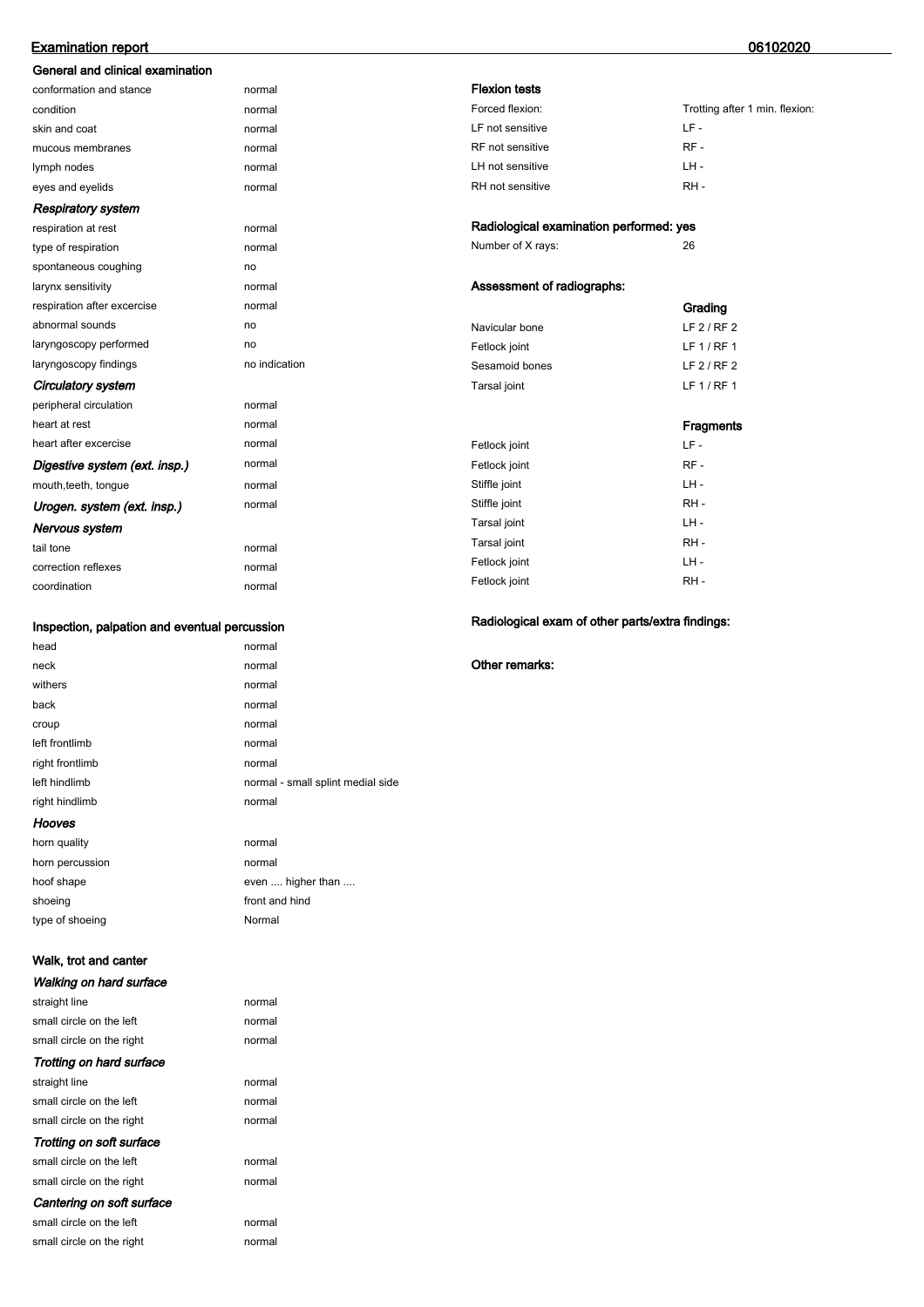## Examination report

06102020

### General and clinical examination

| | |
|---|---|
| conformation and stance | normal |
| condition | normal |
| skin and coat | normal |
| mucous membranes | normal |
| lymph nodes | normal |
| eyes and eyelids | normal |

*Respiratory system*

| | |
|---|---|
| respiration at rest | normal |
| type of respiration | normal |
| spontaneous coughing | no |
| larynx sensitivity | normal |
| respiration after excercise | normal |
| abnormal sounds | no |
| laryngoscopy performed | no |
| laryngoscopy findings | no indication |

*Circulatory system*

| | |
|---|---|
| peripheral circulation | normal |
| heart at rest | normal |
| heart after excercise | normal |

| | |
|---|---|
| *Digestive system (ext. insp.)* | normal |
| mouth,teeth, tongue | normal |
| *Urogen. system (ext. insp.)* | normal |

*Nervous system*

| | |
|---|---|
| tail tone | normal |
| correction reflexes | normal |
| coordination | normal |

### Inspection, palpation and eventual percussion

| | |
|---|---|
| head | normal |
| neck | normal |
| withers | normal |
| back | normal |
| croup | normal |
| left frontlimb | normal |
| right frontlimb | normal |
| left hindlimb | normal - small splint medial side |
| right hindlimb | normal |

*Hooves*

| | |
|---|---|
| horn quality | normal |
| horn percussion | normal |
| hoof shape | even .... higher than .... |
| shoeing | front and hind |
| type of shoeing | Normal |

### Walk, trot and canter

*Walking on hard surface*

| | |
|---|---|
| straight line | normal |
| small circle on the left | normal |
| small circle on the right | normal |

*Trotting on hard surface*

| | |
|---|---|
| straight line | normal |
| small circle on the left | normal |
| small circle on the right | normal |

*Trotting on soft surface*

| | |
|---|---|
| small circle on the left | normal |
| small circle on the right | normal |

*Cantering on soft surface*

| | |
|---|---|
| small circle on the left | normal |
| small circle on the right | normal |

### Flexion tests

| Forced flexion: | Trotting after 1 min. flexion: |
|---|---|
| LF not sensitive | LF - |
| RF not sensitive | RF - |
| LH not sensitive | LH - |
| RH not sensitive | RH - |

### Radiological examination performed: yes

Number of X rays: 26

### Assessment of radiographs:

| | Grading |
|---|---|
| Navicular bone | LF 2 / RF 2 |
| Fetlock joint | LF 1 / RF 1 |
| Sesamoid bones | LF 2 / RF 2 |
| Tarsal joint | LF 1 / RF 1 |

| | Fragments |
|---|---|
| Fetlock joint | LF - |
| Fetlock joint | RF - |
| Stiffle joint | LH - |
| Stiffle joint | RH - |
| Tarsal joint | LH - |
| Tarsal joint | RH - |
| Fetlock joint | LH - |
| Fetlock joint | RH - |

### Radiological exam of other parts/extra findings:

### Other remarks: